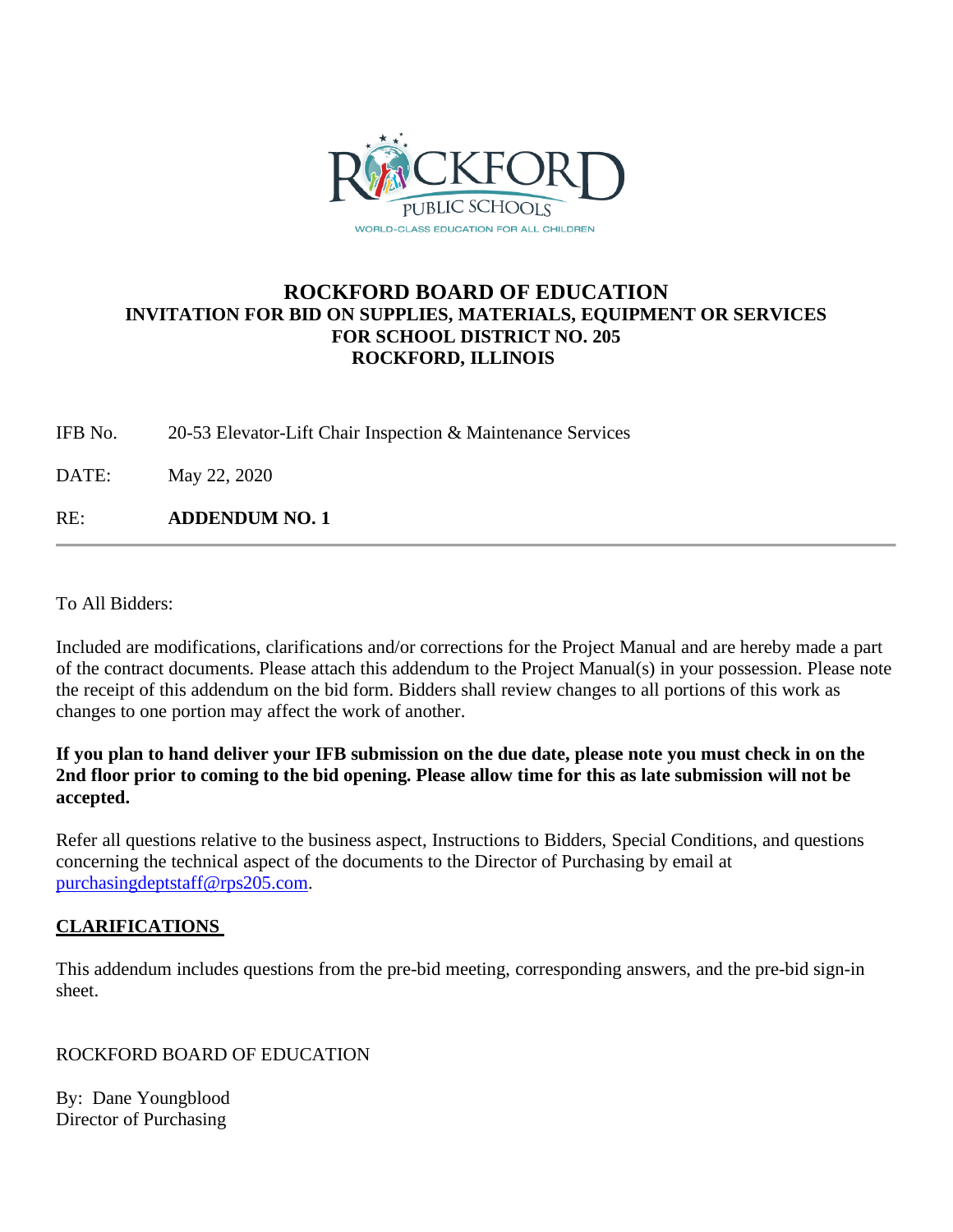ROCKFORD PUBLIC SCHOOLS

WORLD-CLASS EDUCATION FOR ALL CHILDREN

# ROCKFORD BOARD OF EDUCATION

## INVITATION FOR BID ON SUPPLIES, MATERIALS, EQUIPMENT OR SERVICES FOR SCHOOL DISTRICT NO. 205 ROCKFORD, ILLINOIS

IFB No. 20-53 Elevator-Lift Chair Inspection & Maintenance Services

DATE: May 22, 2020

RE: **ADDENDUM NO. 1**

---

To All Bidders:

Included are modifications, clarifications and/or corrections for the Project Manual and are hereby made a part of the contract documents. Please attach this addendum to the Project Manual(s) in your possession. Please note the receipt of this addendum on the bid form. Bidders shall review changes to all portions of this work as changes to one portion may affect the work of another.

**If you plan to hand deliver your IFB submission on the due date, please note you must check in on the 2nd floor prior to coming to the bid opening. Please allow time for this as late submission will not be accepted.**

Refer all questions relative to the business aspect, Instructions to Bidders, Special Conditions, and questions concerning the technical aspect of the documents to the Director of Purchasing by email at purchasingdeptstaff@rps205.com.

**CLARIFICATIONS**

This addendum includes questions from the pre-bid meeting, corresponding answers, and the pre-bid sign-in sheet.

ROCKFORD BOARD OF EDUCATION

By: Dane Youngblood
Director of Purchasing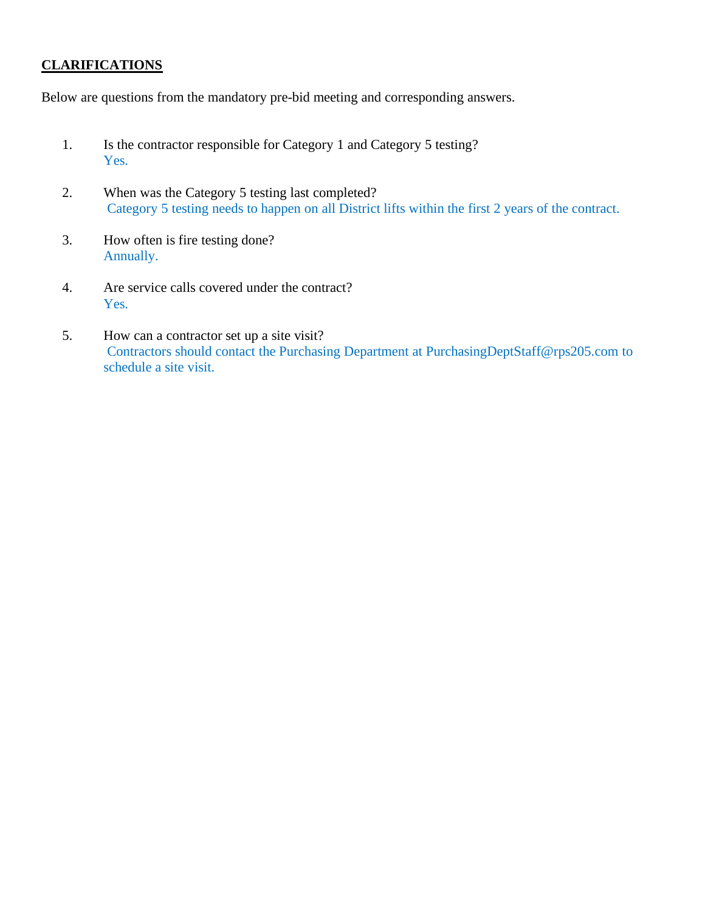**CLARIFICATIONS**

Below are questions from the mandatory pre-bid meeting and corresponding answers.

1. Is the contractor responsible for Category 1 and Category 5 testing?
   Yes.

2. When was the Category 5 testing last completed?
   Category 5 testing needs to happen on all District lifts within the first 2 years of the contract.

3. How often is fire testing done?
   Annually.

4. Are service calls covered under the contract?
   Yes.

5. How can a contractor set up a site visit?
   Contractors should contact the Purchasing Department at PurchasingDeptStaff@rps205.com to schedule a site visit.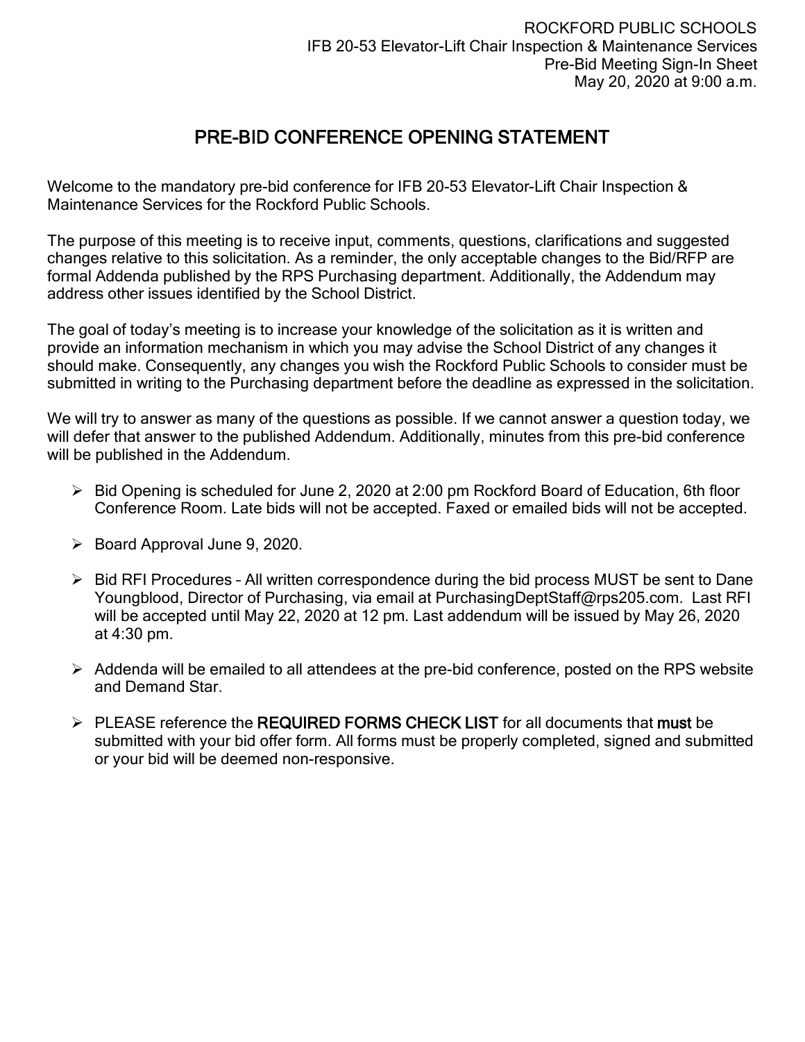ROCKFORD PUBLIC SCHOOLS
IFB 20-53 Elevator-Lift Chair Inspection & Maintenance Services
Pre-Bid Meeting Sign-In Sheet
May 20, 2020 at 9:00 a.m.

# PRE-BID CONFERENCE OPENING STATEMENT

Welcome to the mandatory pre-bid conference for IFB 20-53 Elevator-Lift Chair Inspection & Maintenance Services for the Rockford Public Schools.

The purpose of this meeting is to receive input, comments, questions, clarifications and suggested changes relative to this solicitation. As a reminder, the only acceptable changes to the Bid/RFP are formal Addenda published by the RPS Purchasing department. Additionally, the Addendum may address other issues identified by the School District.

The goal of today's meeting is to increase your knowledge of the solicitation as it is written and provide an information mechanism in which you may advise the School District of any changes it should make. Consequently, any changes you wish the Rockford Public Schools to consider must be submitted in writing to the Purchasing department before the deadline as expressed in the solicitation.

We will try to answer as many of the questions as possible. If we cannot answer a question today, we will defer that answer to the published Addendum. Additionally, minutes from this pre-bid conference will be published in the Addendum.

- Bid Opening is scheduled for June 2, 2020 at 2:00 pm Rockford Board of Education, 6th floor Conference Room. Late bids will not be accepted. Faxed or emailed bids will not be accepted.
- Board Approval June 9, 2020.
- Bid RFI Procedures – All written correspondence during the bid process MUST be sent to Dane Youngblood, Director of Purchasing, via email at PurchasingDeptStaff@rps205.com. Last RFI will be accepted until May 22, 2020 at 12 pm. Last addendum will be issued by May 26, 2020 at 4:30 pm.
- Addenda will be emailed to all attendees at the pre-bid conference, posted on the RPS website and Demand Star.
- PLEASE reference the **REQUIRED FORMS CHECK LIST** for all documents that **must** be submitted with your bid offer form. All forms must be properly completed, signed and submitted or your bid will be deemed non-responsive.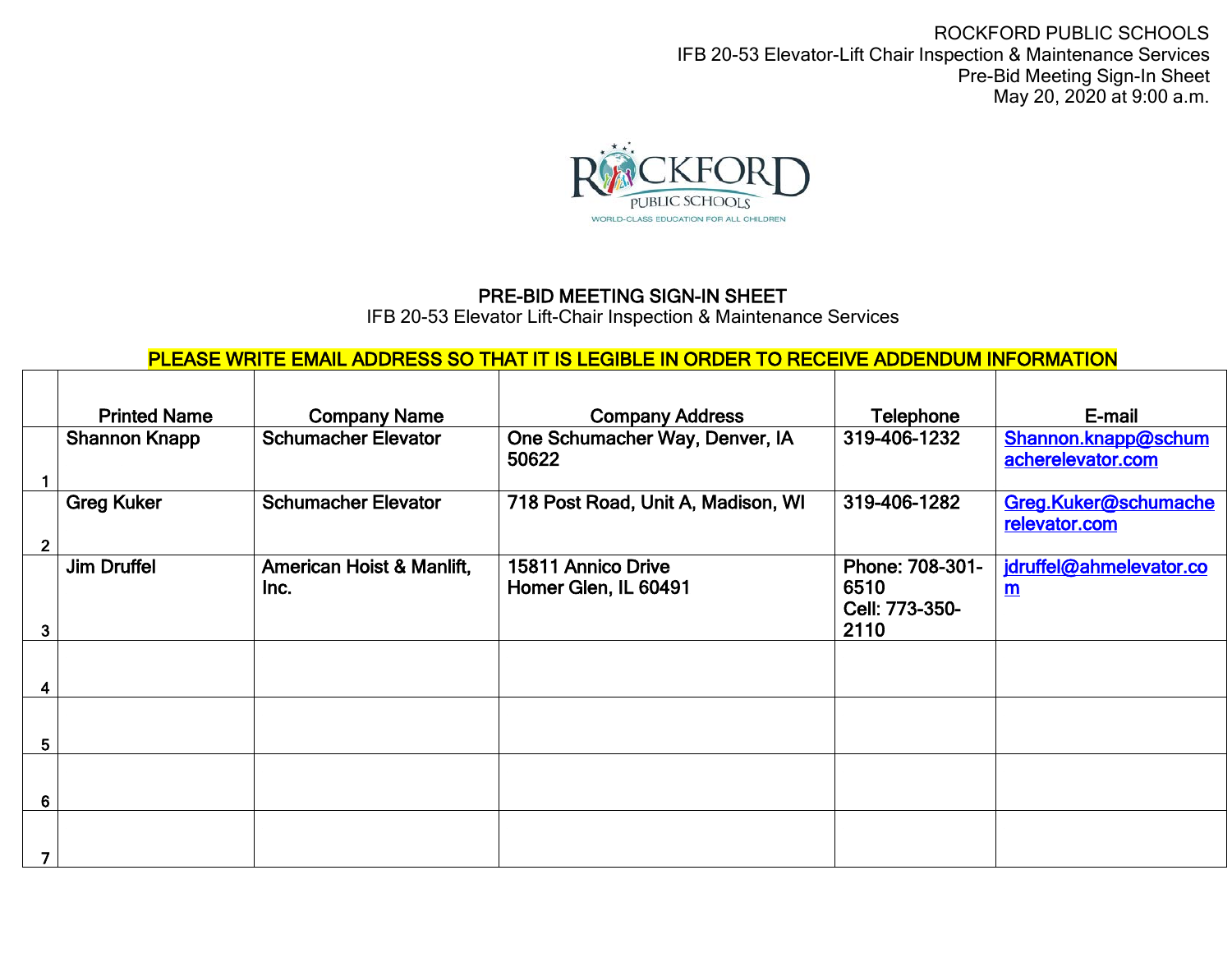ROCKFORD PUBLIC SCHOOLS
IFB 20-53 Elevator-Lift Chair Inspection & Maintenance Services
Pre-Bid Meeting Sign-In Sheet
May 20, 2020 at 9:00 a.m.

ROCKFORD PUBLIC SCHOOLS
WORLD-CLASS EDUCATION FOR ALL CHILDREN

## PRE-BID MEETING SIGN-IN SHEET

IFB 20-53 Elevator Lift-Chair Inspection & Maintenance Services

**PLEASE WRITE EMAIL ADDRESS SO THAT IT IS LEGIBLE IN ORDER TO RECEIVE ADDENDUM INFORMATION**

| | Printed Name | Company Name | Company Address | Telephone | E-mail |
|---|---|---|---|---|---|
| 1 | Shannon Knapp | Schumacher Elevator | One Schumacher Way, Denver, IA 50622 | 319-406-1232 | Shannon.knapp@schumacherelevator.com |
| 2 | Greg Kuker | Schumacher Elevator | 718 Post Road, Unit A, Madison, WI | 319-406-1282 | Greg.Kuker@schumacherelevator.com |
| 3 | Jim Druffel | American Hoist & Manlift, Inc. | 15811 Annico Drive Homer Glen, IL 60491 | Phone: 708-301-6510 Cell: 773-350-2110 | jdruffel@ahmelevator.com |
| 4 | | | | | |
| 5 | | | | | |
| 6 | | | | | |
| 7 | | | | | |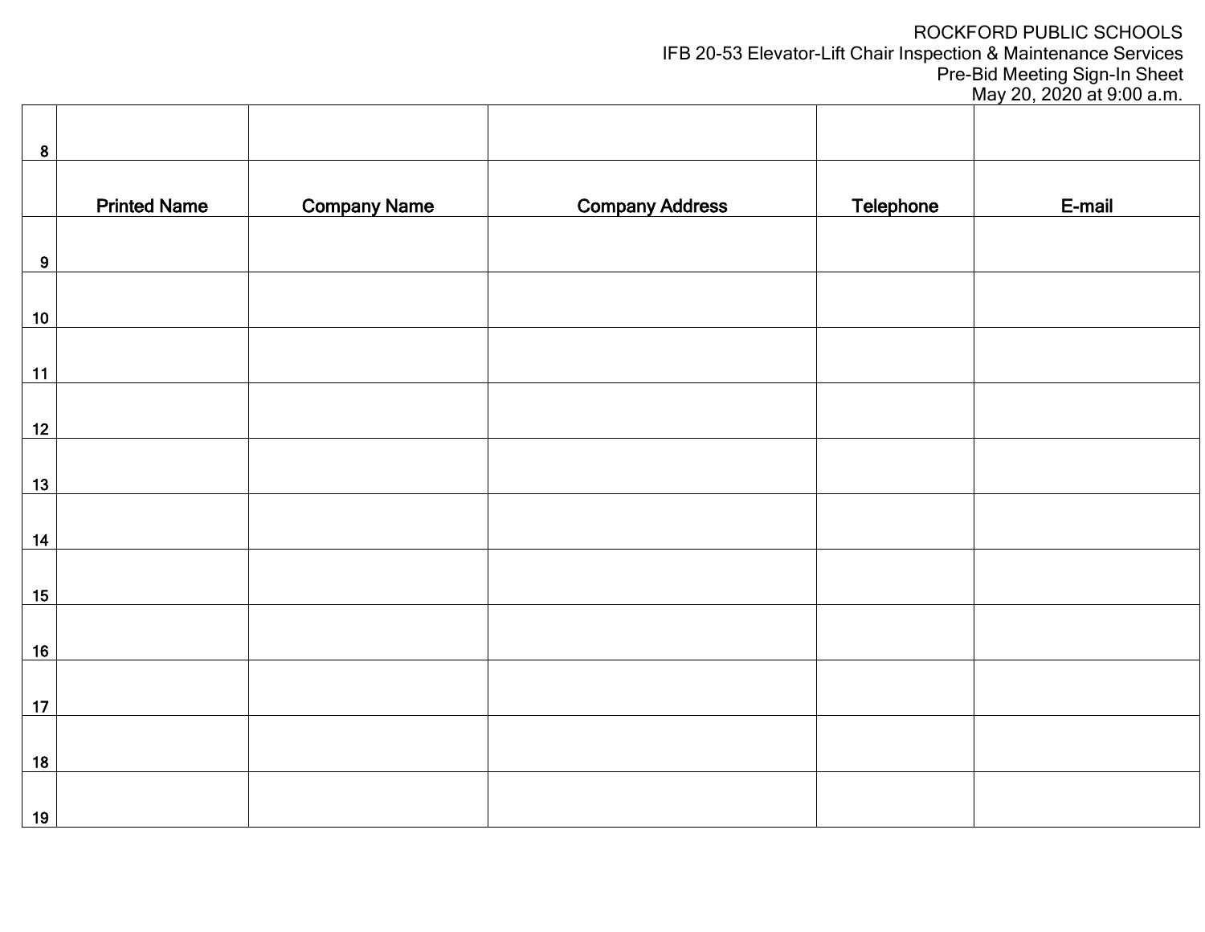ROCKFORD PUBLIC SCHOOLS
IFB 20-53 Elevator-Lift Chair Inspection & Maintenance Services
Pre-Bid Meeting Sign-In Sheet
May 20, 2020 at 9:00 a.m.

| | | | | | |
|---|---|---|---|---|---|
| 8 | | | | | |
| | **Printed Name** | **Company Name** | **Company Address** | **Telephone** | **E-mail** |
| 9 | | | | | |
| 10 | | | | | |
| 11 | | | | | |
| 12 | | | | | |
| 13 | | | | | |
| 14 | | | | | |
| 15 | | | | | |
| 16 | | | | | |
| 17 | | | | | |
| 18 | | | | | |
| 19 | | | | | |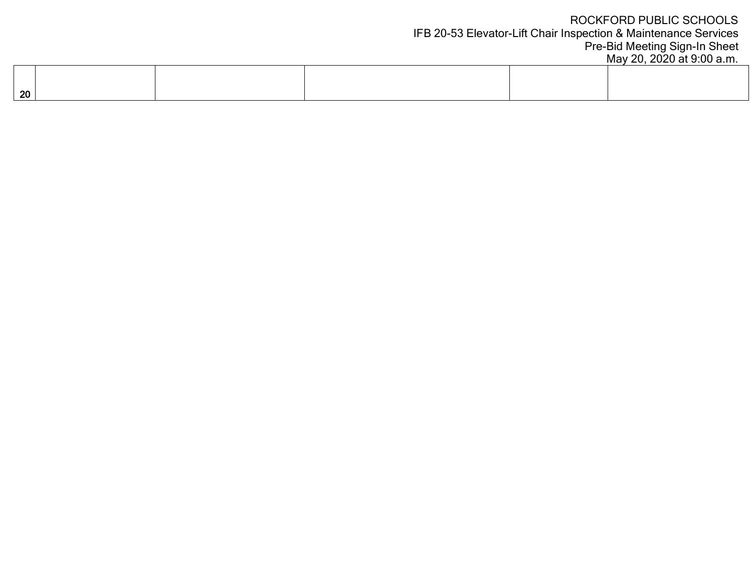| | | | | | |
|---|---|---|---|---|---|
| 20 | | | | | |